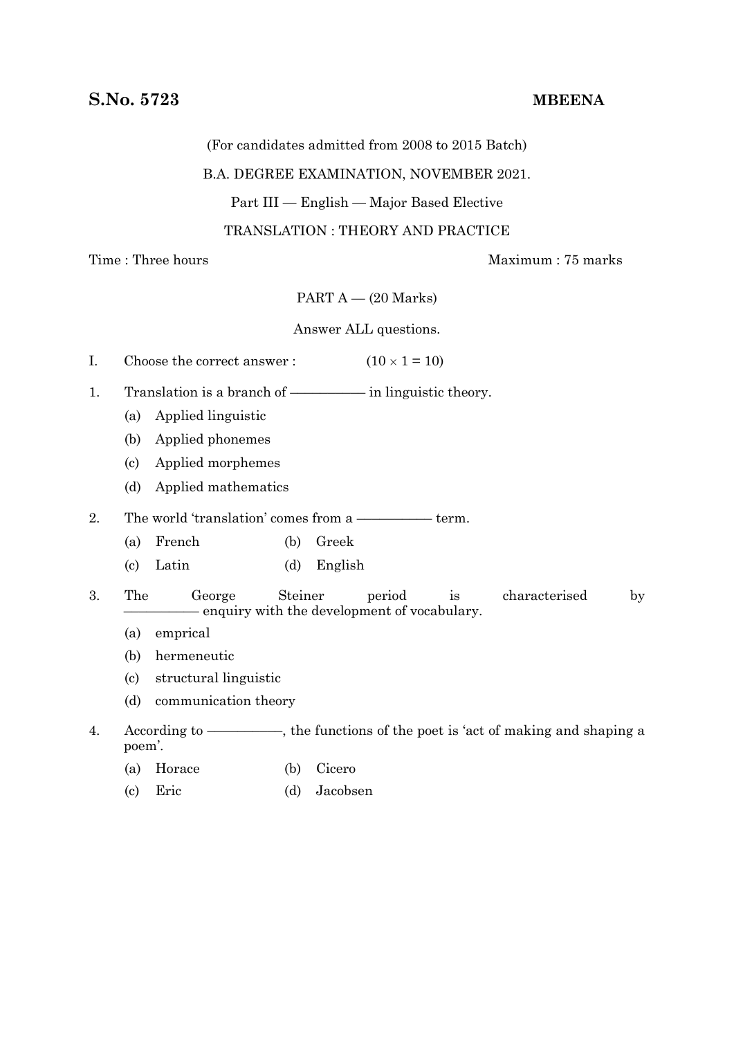**S.No. 5723** **MBEENA**

(For candidates admitted from 2008 to 2015 Batch)

B.A. DEGREE EXAMINATION, NOVEMBER 2021.

Part III — English — Major Based Elective

TRANSLATION : THEORY AND PRACTICE

Time : Three hours Maximum : 75 marks

PART A — (20 Marks)

Answer ALL questions.

I. Choose the correct answer : (10 × 1 = 10)

1. Translation is a branch of ————— in linguistic theory.
   - (a) Applied linguistic
   - (b) Applied phonemes
   - (c) Applied morphemes
   - (d) Applied mathematics

2. The world 'translation' comes from a ————— term.
   - (a) French
   - (b) Greek
   - (c) Latin
   - (d) English

3. The George Steiner period is characterised by ————— enquiry with the development of vocabulary.
   - (a) emprical
   - (b) hermeneutic
   - (c) structural linguistic
   - (d) communication theory

4. According to —————, the functions of the poet is 'act of making and shaping a poem'.
   - (a) Horace
   - (b) Cicero
   - (c) Eric
   - (d) Jacobsen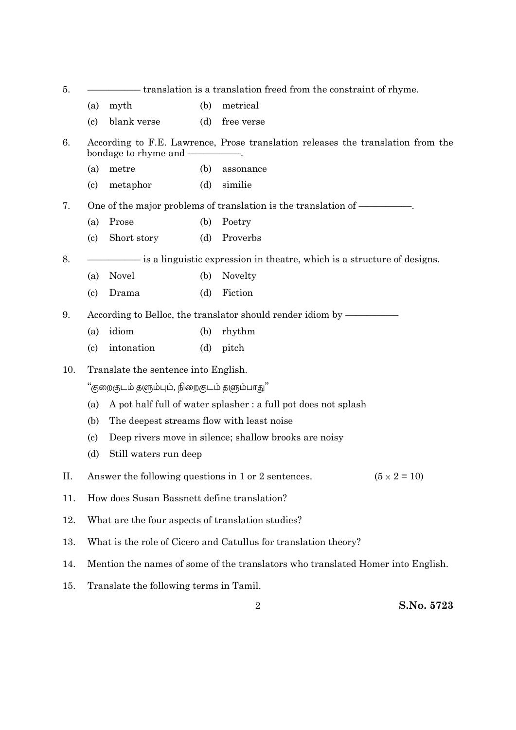5. ———— translation is a translation freed from the constraint of rhyme.

   (a) myth (b) metrical

   (c) blank verse (d) free verse

6. According to F.E. Lawrence, Prose translation releases the translation from the bondage to rhyme and ————.

   (a) metre (b) assonance

   (c) metaphor (d) similie

7. One of the major problems of translation is the translation of ————.

   (a) Prose (b) Poetry

   (c) Short story (d) Proverbs

8. ———— is a linguistic expression in theatre, which is a structure of designs.

   (a) Novel (b) Novelty

   (c) Drama (d) Fiction

9. According to Belloc, the translator should render idiom by ————

   (a) idiom (b) rhythm

   (c) intonation (d) pitch

10. Translate the sentence into English.

    "குறைகுடம் தளும்பும், நிறைகுடம் தளும்பாது"

    (a) A pot half full of water splasher : a full pot does not splash

    (b) The deepest streams flow with least noise

    (c) Deep rivers move in silence; shallow brooks are noisy

    (d) Still waters run deep

II. Answer the following questions in 1 or 2 sentences. ($5 \times 2 = 10$)

11. How does Susan Bassnett define translation?

12. What are the four aspects of translation studies?

13. What is the role of Cicero and Catullus for translation theory?

14. Mention the names of some of the translators who translated Homer into English.

15. Translate the following terms in Tamil.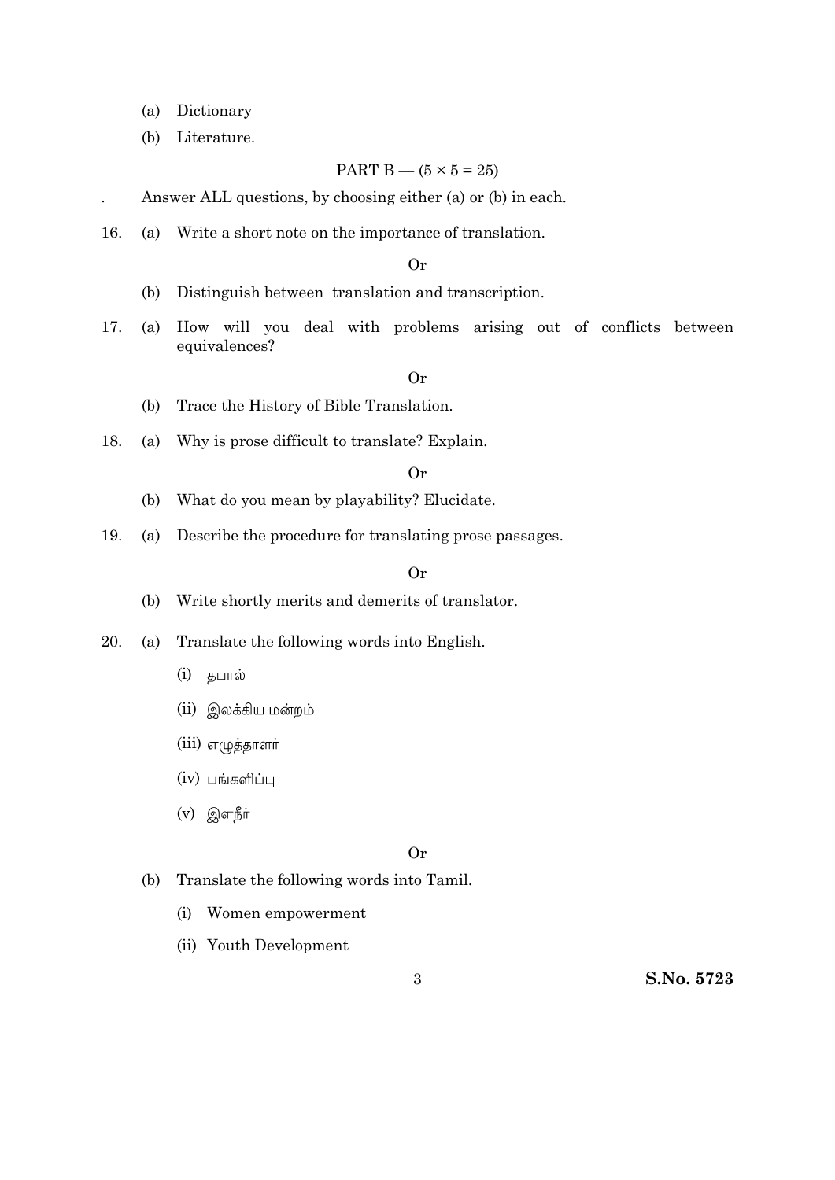(a) Dictionary

(b) Literature.

PART B — (5 × 5 = 25)

Answer ALL questions, by choosing either (a) or (b) in each.

16. (a) Write a short note on the importance of translation.

Or

(b) Distinguish between translation and transcription.

17. (a) How will you deal with problems arising out of conflicts between equivalences?

Or

(b) Trace the History of Bible Translation.

18. (a) Why is prose difficult to translate? Explain.

Or

(b) What do you mean by playability? Elucidate.

19. (a) Describe the procedure for translating prose passages.

Or

(b) Write shortly merits and demerits of translator.

20. (a) Translate the following words into English.

(i) தபால்

(ii) இலக்கிய மன்றம்

(iii) எழுத்தாளர்

(iv) பங்களிப்பு

(v) இளநீர்

Or

(b) Translate the following words into Tamil.

(i) Women empowerment

(ii) Youth Development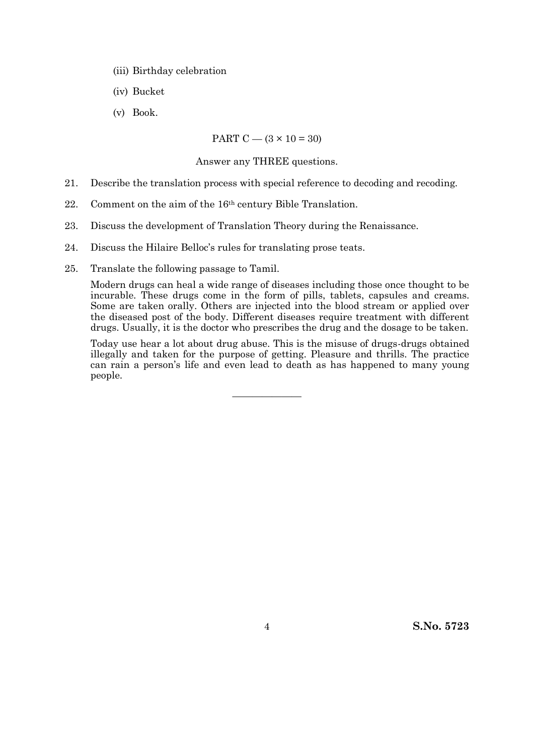(iii) Birthday celebration

(iv) Bucket

(v) Book.

PART C — (3 × 10 = 30)

Answer any THREE questions.

21. Describe the translation process with special reference to decoding and recoding.

22. Comment on the aim of the 16th century Bible Translation.

23. Discuss the development of Translation Theory during the Renaissance.

24. Discuss the Hilaire Belloc's rules for translating prose teats.

25. Translate the following passage to Tamil.

    Modern drugs can heal a wide range of diseases including those once thought to be incurable. These drugs come in the form of pills, tablets, capsules and creams. Some are taken orally. Others are injected into the blood stream or applied over the diseased post of the body. Different diseases require treatment with different drugs. Usually, it is the doctor who prescribes the drug and the dosage to be taken.

    Today use hear a lot about drug abuse. This is the misuse of drugs-drugs obtained illegally and taken for the purpose of getting. Pleasure and thrills. The practice can rain a person's life and even lead to death as has happened to many young people.

———————